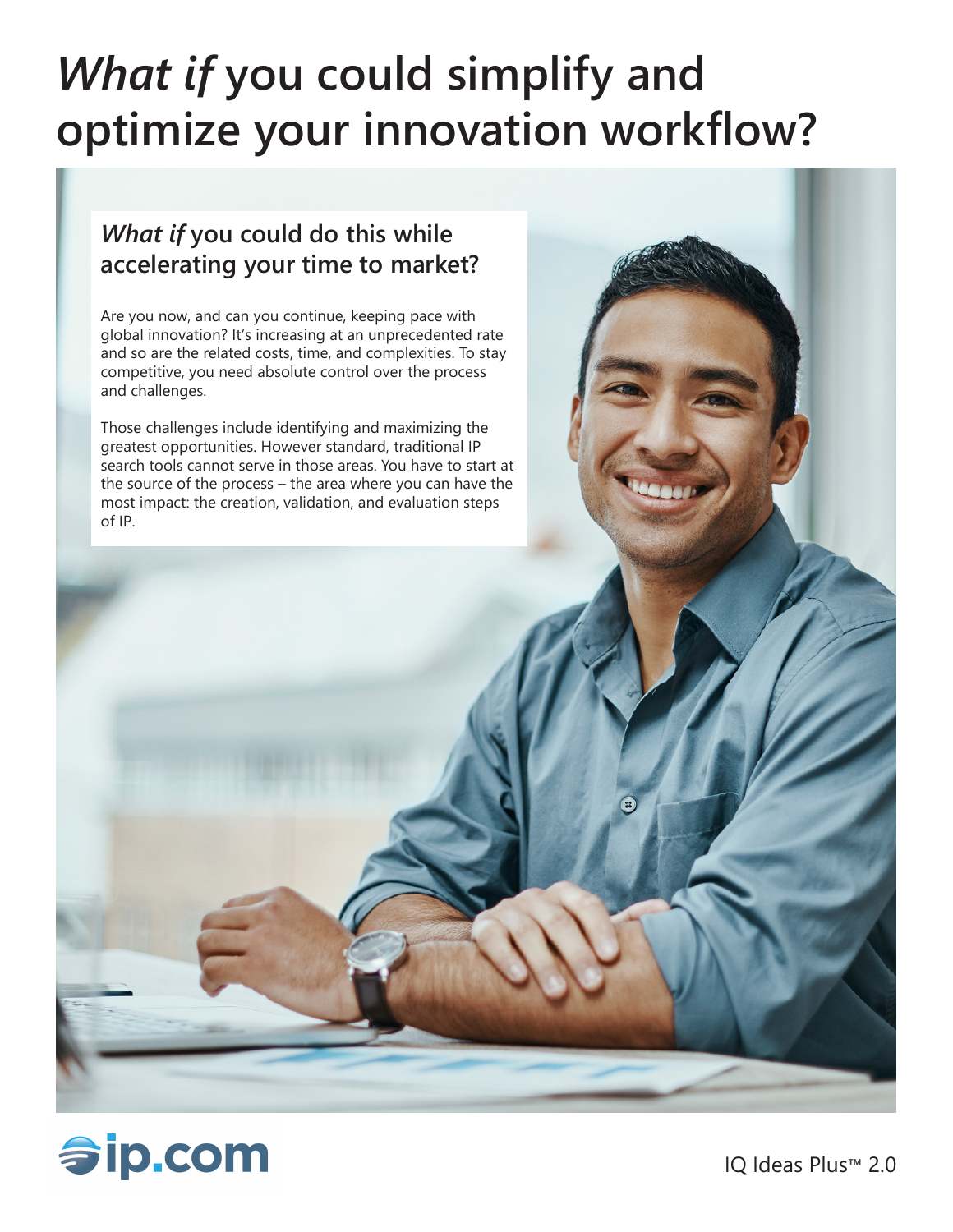# *What if* you could simplify and optimize your innovation workflow?

## *What if* you could do this while accelerating your time to market?

Are you now, and can you continue, keeping pace with global innovation? It's increasing at an unprecedented rate and so are the related costs, time, and complexities. To stay competitive, you need absolute control over the process and challenges.

Those challenges include identifying and maximizing the greatest opportunities. However standard, traditional IP search tools cannot serve in those areas. You have to start at the source of the process – the area where you can have the most impact: the creation, validation, and evaluation steps of IP.

ip.com

IQ Ideas Plus™ 2.0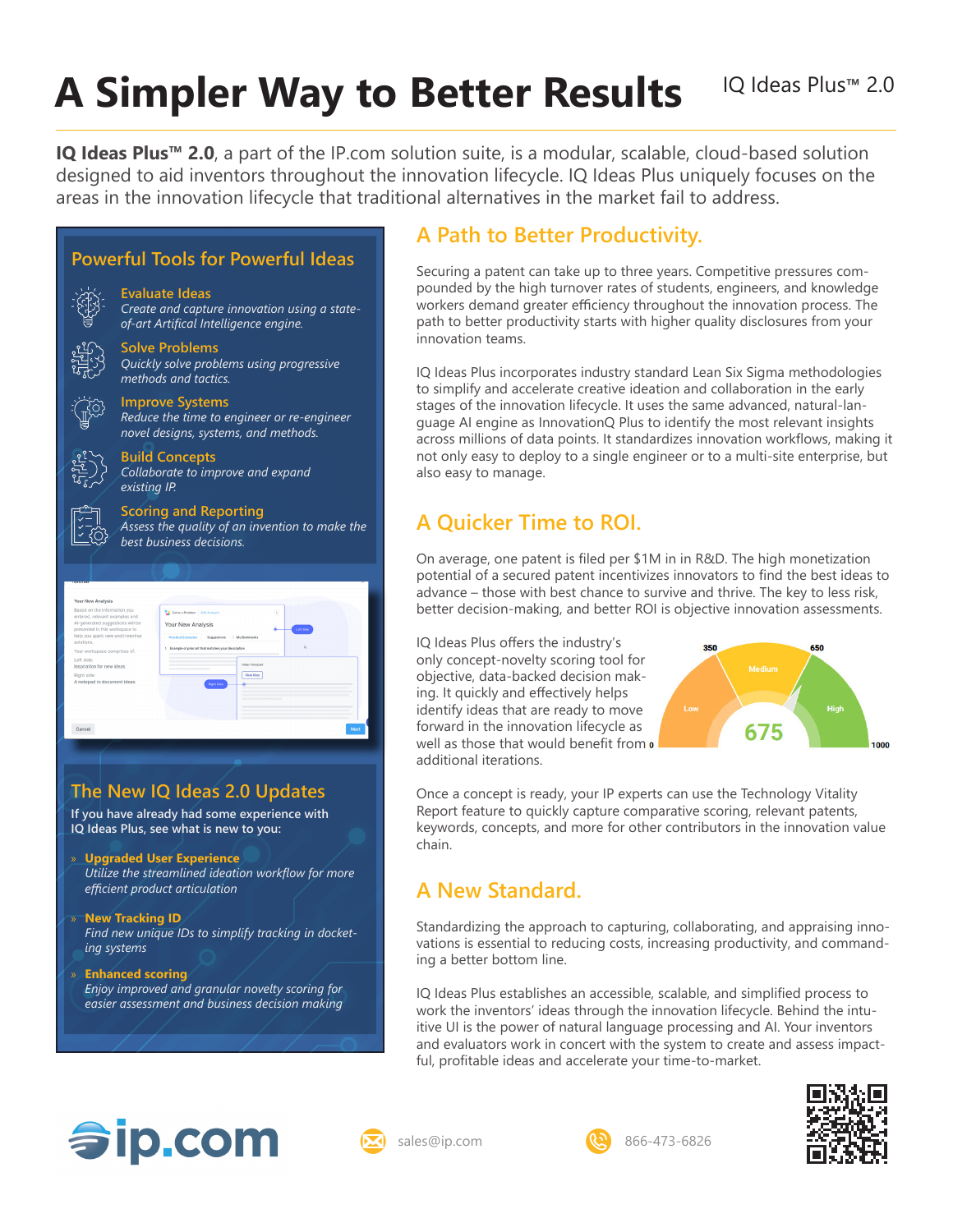# A Simpler Way to Better Results

IQ Ideas Plus™ 2.0

**IQ Ideas Plus™ 2.0**, a part of the IP.com solution suite, is a modular, scalable, cloud-based solution designed to aid inventors throughout the innovation lifecycle. IQ Ideas Plus uniquely focuses on the areas in the innovation lifecycle that traditional alternatives in the market fail to address.

## Powerful Tools for Powerful Ideas

**Evaluate Ideas**
*Create and capture innovation using a state-of-art Artifical Intelligence engine.*

**Solve Problems**
*Quickly solve problems using progressive methods and tactics.*

**Improve Systems**
*Reduce the time to engineer or re-engineer novel designs, systems, and methods.*

**Build Concepts**
*Collaborate to improve and expand existing IP.*

**Scoring and Reporting**
*Assess the quality of an invention to make the best business decisions.*

## The New IQ Ideas 2.0 Updates

If you have already had some experience with IQ Ideas Plus, see what is new to you:

- **Upgraded User Experience**
  *Utilize the streamlined ideation workflow for more efficient product articulation*
- **New Tracking ID**
  *Find new unique IDs to simplify tracking in docketing systems*
- **Enhanced scoring**
  *Enjoy improved and granular novelty scoring for easier assessment and business decision making*

## A Path to Better Productivity.

Securing a patent can take up to three years. Competitive pressures compounded by the high turnover rates of students, engineers, and knowledge workers demand greater efficiency throughout the innovation process. The path to better productivity starts with higher quality disclosures from your innovation teams.

IQ Ideas Plus incorporates industry standard Lean Six Sigma methodologies to simplify and accelerate creative ideation and collaboration in the early stages of the innovation lifecycle. It uses the same advanced, natural-language AI engine as InnovationQ Plus to identify the most relevant insights across millions of data points. It standardizes innovation workflows, making it not only easy to deploy to a single engineer or to a multi-site enterprise, but also easy to manage.

## A Quicker Time to ROI.

On average, one patent is filed per $1M in in R&D. The high monetization potential of a secured patent incentivizes innovators to find the best ideas to advance – those with best chance to survive and thrive. The key to less risk, better decision-making, and better ROI is objective innovation assessments.

IQ Ideas Plus offers the industry's only concept-novelty scoring tool for objective, data-backed decision making. It quickly and effectively helps identify ideas that are ready to move forward in the innovation lifecycle as well as those that would benefit from additional iterations.

0
350
650
1000
Low
Medium
High
675

Once a concept is ready, your IP experts can use the Technology Vitality Report feature to quickly capture comparative scoring, relevant patents, keywords, concepts, and more for other contributors in the innovation value chain.

## A New Standard.

Standardizing the approach to capturing, collaborating, and appraising innovations is essential to reducing costs, increasing productivity, and commanding a better bottom line.

IQ Ideas Plus establishes an accessible, scalable, and simplified process to work the inventors' ideas through the innovation lifecycle. Behind the intuitive UI is the power of natural language processing and AI. Your inventors and evaluators work in concert with the system to create and assess impactful, profitable ideas and accelerate your time-to-market.

ip.com

sales@ip.com

866-473-6826